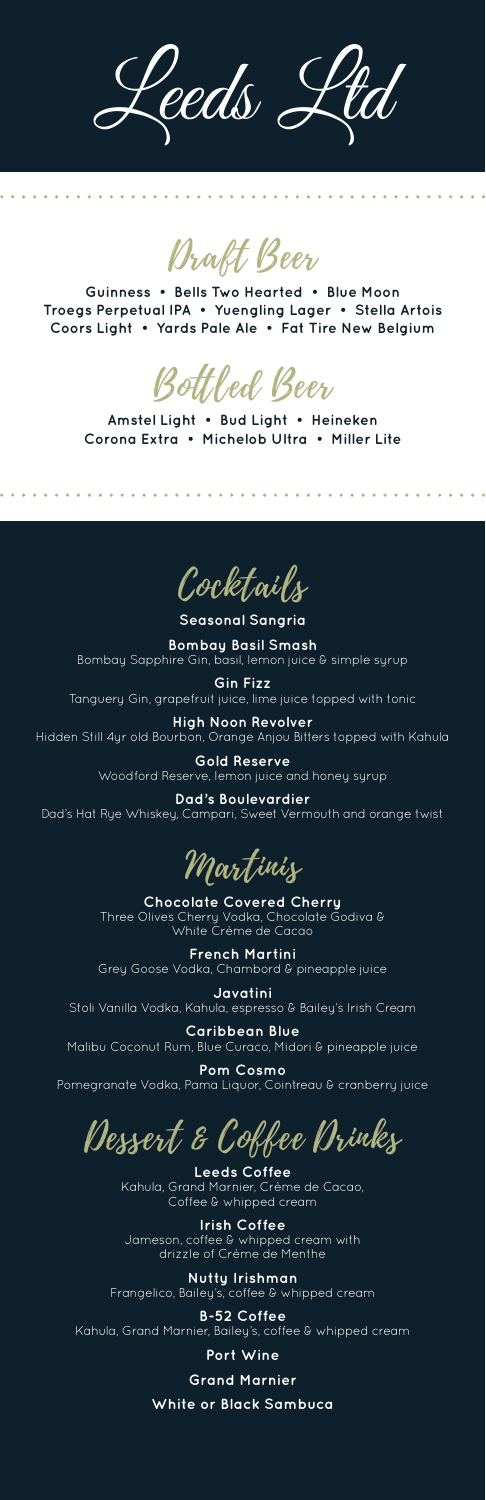# Leeds Ltd

## Draft Beer

Guinness • Bells Two Hearted • Blue Moon
Troegs Perpetual IPA • Yuengling Lager • Stella Artois
Coors Light • Yards Pale Ale • Fat Tire New Belgium

## Bottled Beer

Amstel Light • Bud Light • Heineken
Corona Extra • Michelob Ultra • Miller Lite

## Cocktails

**Seasonal Sangria**

**Bombay Basil Smash**
Bombay Sapphire Gin, basil, lemon juice & simple syrup

**Gin Fizz**
Tanguery Gin, grapefruit juice, lime juice topped with tonic

**High Noon Revolver**
Hidden Still 4yr old Bourbon, Orange Anjou Bitters topped with Kahula

**Gold Reserve**
Woodford Reserve, lemon juice and honey syrup

**Dad's Boulevardier**
Dad's Hat Rye Whiskey, Campari, Sweet Vermouth and orange twist

## Martinis

**Chocolate Covered Cherry**
Three Olives Cherry Vodka, Chocolate Godiva & White Crème de Cacao

**French Martini**
Grey Goose Vodka, Chambord & pineapple juice

**Javatini**
Stoli Vanilla Vodka, Kahula, espresso & Bailey's Irish Cream

**Caribbean Blue**
Malibu Coconut Rum, Blue Curaco, Midori & pineapple juice

**Pom Cosmo**
Pomegranate Vodka, Pama Liquor, Cointreau & cranberry juice

## Dessert & Coffee Drinks

**Leeds Coffee**
Kahula, Grand Marnier, Crème de Cacao, Coffee & whipped cream

**Irish Coffee**
Jameson, coffee & whipped cream with drizzle of Crème de Menthe

**Nutty Irishman**
Frangelico, Bailey's, coffee & whipped cream

**B-52 Coffee**
Kahula, Grand Marnier, Bailey's, coffee & whipped cream

**Port Wine**

**Grand Marnier**

**White or Black Sambuca**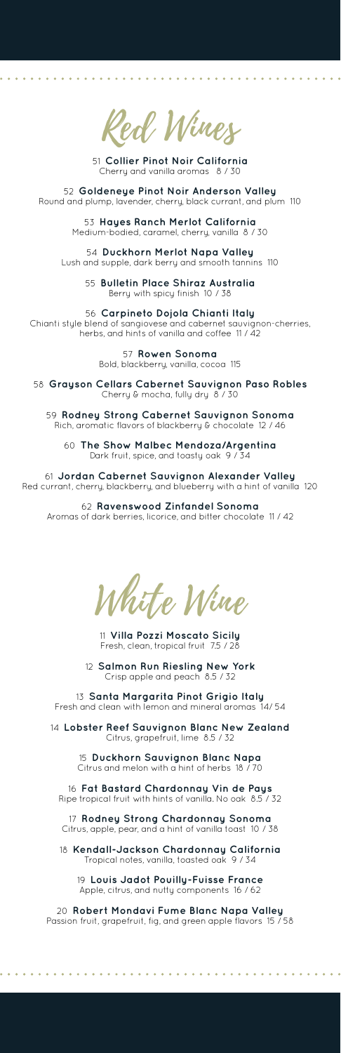# Red Wines

51 **Collier Pinot Noir California**
Cherry and vanilla aromas 8 / 30

52 **Goldeneye Pinot Noir Anderson Valley**
Round and plump, lavender, cherry, black currant, and plum 110

53 **Hayes Ranch Merlot California**
Medium-bodied, caramel, cherry, vanilla 8 / 30

54 **Duckhorn Merlot Napa Valley**
Lush and supple, dark berry and smooth tannins 110

55 **Bulletin Place Shiraz Australia**
Berry with spicy finish 10 / 38

56 **Carpineto Dojola Chianti Italy**
Chianti style blend of sangiovese and cabernet sauvignon-cherries, herbs, and hints of vanilla and coffee 11 / 42

57 **Rowen Sonoma**
Bold, blackberry, vanilla, cocoa 115

58 **Grayson Cellars Cabernet Sauvignon Paso Robles**
Cherry & mocha, fully dry 8 / 30

59 **Rodney Strong Cabernet Sauvignon Sonoma**
Rich, aromatic flavors of blackberry & chocolate 12 / 46

60 **The Show Malbec Mendoza/Argentina**
Dark fruit, spice, and toasty oak 9 / 34

61 **Jordan Cabernet Sauvignon Alexander Valley**
Red currant, cherry, blackberry, and blueberry with a hint of vanilla 120

62 **Ravenswood Zinfandel Sonoma**
Aromas of dark berries, licorice, and bitter chocolate 11 / 42

# White Wine

11 **Villa Pozzi Moscato Sicily**
Fresh, clean, tropical fruit 7.5 / 28

12 **Salmon Run Riesling New York**
Crisp apple and peach 8.5 / 32

13 **Santa Margarita Pinot Grigio Italy**
Fresh and clean with lemon and mineral aromas 14/ 54

14 **Lobster Reef Sauvignon Blanc New Zealand**
Citrus, grapefruit, lime 8.5 / 32

15 **Duckhorn Sauvignon Blanc Napa**
Citrus and melon with a hint of herbs 18 / 70

16 **Fat Bastard Chardonnay Vin de Pays**
Ripe tropical fruit with hints of vanilla. No oak 8.5 / 32

17 **Rodney Strong Chardonnay Sonoma**
Citrus, apple, pear, and a hint of vanilla toast 10 / 38

18 **Kendall-Jackson Chardonnay California**
Tropical notes, vanilla, toasted oak 9 / 34

19 **Louis Jadot Pouilly-Fuisse France**
Apple, citrus, and nutty components 16 / 62

20 **Robert Mondavi Fume Blanc Napa Valley**
Passion fruit, grapefruit, fig, and green apple flavors 15 / 58